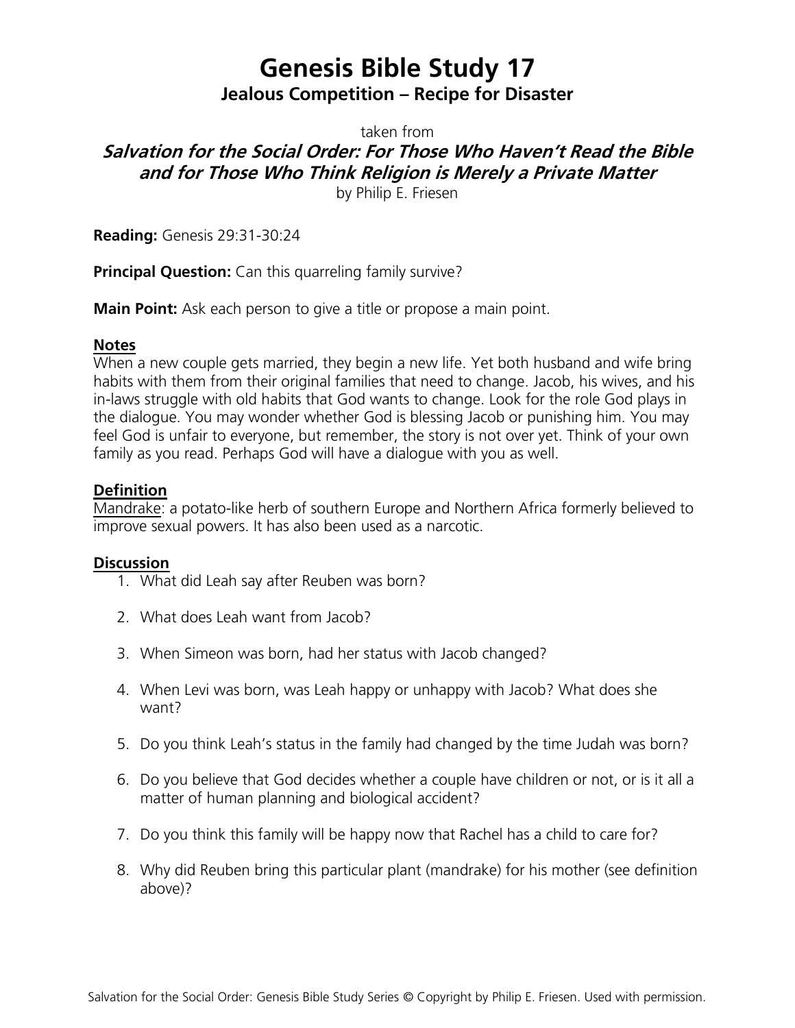# Genesis Bible Study 17

## Jealous Competition – Recipe for Disaster

taken from

### *Salvation for the Social Order: For Those Who Haven't Read the Bible and for Those Who Think Religion is Merely a Private Matter*

by Philip E. Friesen

**Reading:** Genesis 29:31-30:24

**Principal Question:** Can this quarreling family survive?

**Main Point:** Ask each person to give a title or propose a main point.

**Notes**

When a new couple gets married, they begin a new life. Yet both husband and wife bring habits with them from their original families that need to change. Jacob, his wives, and his in-laws struggle with old habits that God wants to change. Look for the role God plays in the dialogue. You may wonder whether God is blessing Jacob or punishing him. You may feel God is unfair to everyone, but remember, the story is not over yet. Think of your own family as you read. Perhaps God will have a dialogue with you as well.

**Definition**

Mandrake: a potato-like herb of southern Europe and Northern Africa formerly believed to improve sexual powers. It has also been used as a narcotic.

**Discussion**

1. What did Leah say after Reuben was born?
2. What does Leah want from Jacob?
3. When Simeon was born, had her status with Jacob changed?
4. When Levi was born, was Leah happy or unhappy with Jacob? What does she want?
5. Do you think Leah's status in the family had changed by the time Judah was born?
6. Do you believe that God decides whether a couple have children or not, or is it all a matter of human planning and biological accident?
7. Do you think this family will be happy now that Rachel has a child to care for?
8. Why did Reuben bring this particular plant (mandrake) for his mother (see definition above)?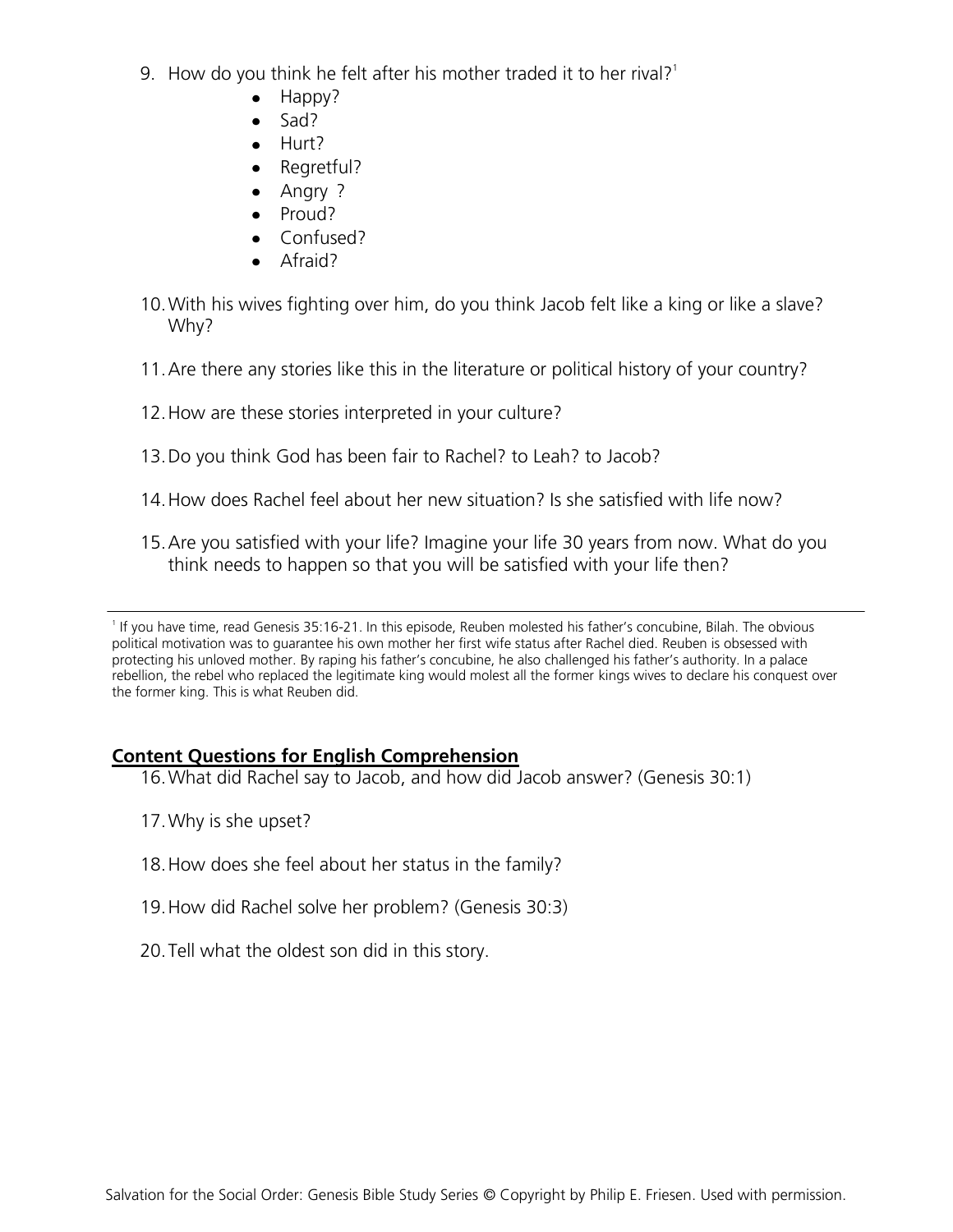9. How do you think he felt after his mother traded it to her rival?[1]
   - Happy?
   - Sad?
   - Hurt?
   - Regretful?
   - Angry ?
   - Proud?
   - Confused?
   - Afraid?

10. With his wives fighting over him, do you think Jacob felt like a king or like a slave? Why?

11. Are there any stories like this in the literature or political history of your country?

12. How are these stories interpreted in your culture?

13. Do you think God has been fair to Rachel? to Leah? to Jacob?

14. How does Rachel feel about her new situation? Is she satisfied with life now?

15. Are you satisfied with your life? Imagine your life 30 years from now. What do you think needs to happen so that you will be satisfied with your life then?

---

[1] If you have time, read Genesis 35:16-21. In this episode, Reuben molested his father's concubine, Bilah. The obvious political motivation was to guarantee his own mother her first wife status after Rachel died. Reuben is obsessed with protecting his unloved mother. By raping his father's concubine, he also challenged his father's authority. In a palace rebellion, the rebel who replaced the legitimate king would molest all the former kings wives to declare his conquest over the former king. This is what Reuben did.

## Content Questions for English Comprehension

16. What did Rachel say to Jacob, and how did Jacob answer? (Genesis 30:1)

17. Why is she upset?

18. How does she feel about her status in the family?

19. How did Rachel solve her problem? (Genesis 30:3)

20. Tell what the oldest son did in this story.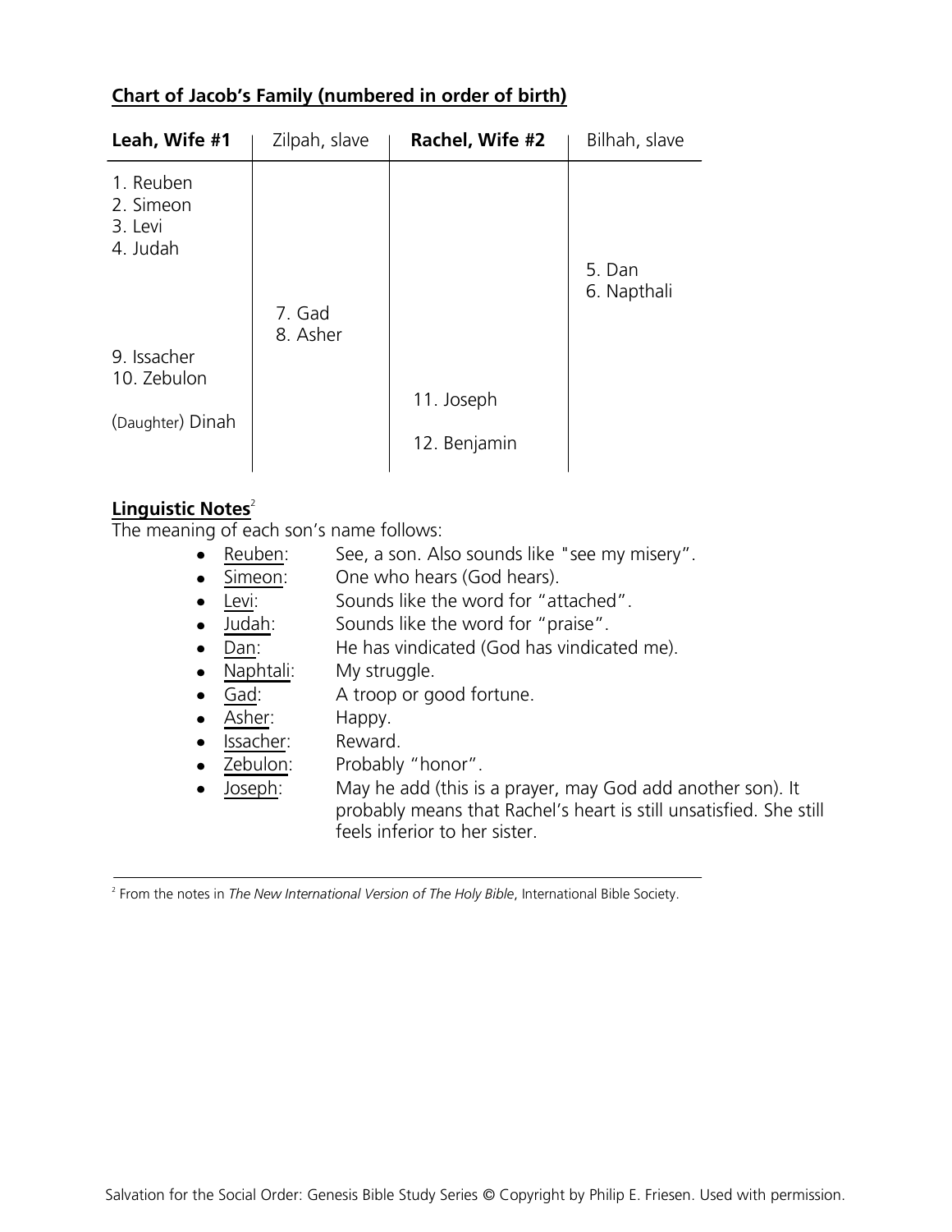**Chart of Jacob's Family (numbered in order of birth)**

| **Leah, Wife #1** | Zilpah, slave | **Rachel, Wife #2** | Bilhah, slave |
|---|---|---|---|
| 1. Reuben | | | |
| 2. Simeon | | | |
| 3. Levi | | | |
| 4. Judah | | | |
| | | | 5. Dan |
| | | | 6. Napthali |
| | 7. Gad | | |
| | 8. Asher | | |
| 9. Issacher | | | |
| 10. Zebulon | | | |
| | | 11. Joseph | |
| (Daughter) Dinah | | | |
| | | 12. Benjamin | |

**Linguistic Notes**[2]

The meaning of each son's name follows:

- Reuben: See, a son. Also sounds like "see my misery".
- Simeon: One who hears (God hears).
- Levi: Sounds like the word for "attached".
- Judah: Sounds like the word for "praise".
- Dan: He has vindicated (God has vindicated me).
- Naphtali: My struggle.
- Gad: A troop or good fortune.
- Asher: Happy.
- Issacher: Reward.
- Zebulon: Probably "honor".
- Joseph: May he add (this is a prayer, may God add another son). It probably means that Rachel's heart is still unsatisfied. She still feels inferior to her sister.

---

[2] From the notes in *The New International Version of The Holy Bible*, International Bible Society.

Salvation for the Social Order: Genesis Bible Study Series © Copyright by Philip E. Friesen. Used with permission.